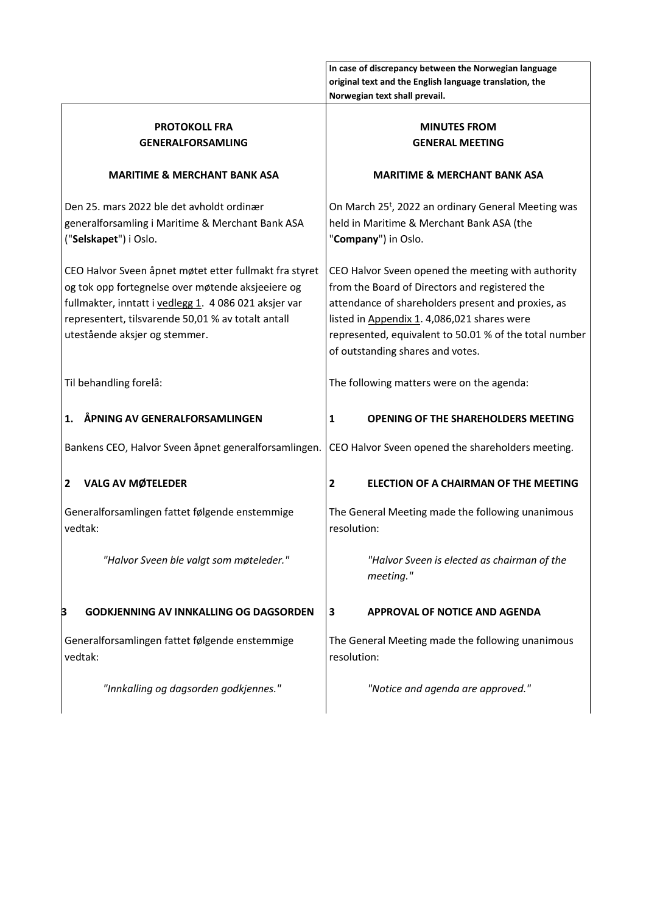**In case of discrepancy between the Norwegian language original text and the English language translation, the Norwegian text shall prevail.**

| **PROTOKOLL FRA GENERALFORSAMLING** | **MINUTES FROM GENERAL MEETING** |
|---|---|
| **MARITIME & MERCHANT BANK ASA** | **MARITIME & MERCHANT BANK ASA** |
| Den 25. mars 2022 ble det avholdt ordinær generalforsamling i Maritime & Merchant Bank ASA ("**Selskapet**") i Oslo. | On March 25[t], 2022 an ordinary General Meeting was held in Maritime & Merchant Bank ASA (the "**Company**") in Oslo. |
| CEO Halvor Sveen åpnet møtet etter fullmakt fra styret og tok opp fortegnelse over møtende aksjeeiere og fullmakter, inntatt i vedlegg 1. 4 086 021 aksjer var representert, tilsvarende 50,01 % av totalt antall utestående aksjer og stemmer. | CEO Halvor Sveen opened the meeting with authority from the Board of Directors and registered the attendance of shareholders present and proxies, as listed in Appendix 1. 4,086,021 shares were represented, equivalent to 50.01 % of the total number of outstanding shares and votes. |
| Til behandling forelå: | The following matters were on the agenda: |
| **1. ÅPNING AV GENERALFORSAMLINGEN** | **1 OPENING OF THE SHAREHOLDERS MEETING** |
| Bankens CEO, Halvor Sveen åpnet generalforsamlingen. | CEO Halvor Sveen opened the shareholders meeting. |
| **2 VALG AV MØTELEDER** | **2 ELECTION OF A CHAIRMAN OF THE MEETING** |
| Generalforsamlingen fattet følgende enstemmige vedtak: | The General Meeting made the following unanimous resolution: |
| *"Halvor Sveen ble valgt som møteleder."* | *"Halvor Sveen is elected as chairman of the meeting."* |
| **3 GODKJENNING AV INNKALLING OG DAGSORDEN** | **3 APPROVAL OF NOTICE AND AGENDA** |
| Generalforsamlingen fattet følgende enstemmige vedtak: | The General Meeting made the following unanimous resolution: |
| *"Innkalling og dagsorden godkjennes."* | *"Notice and agenda are approved."* |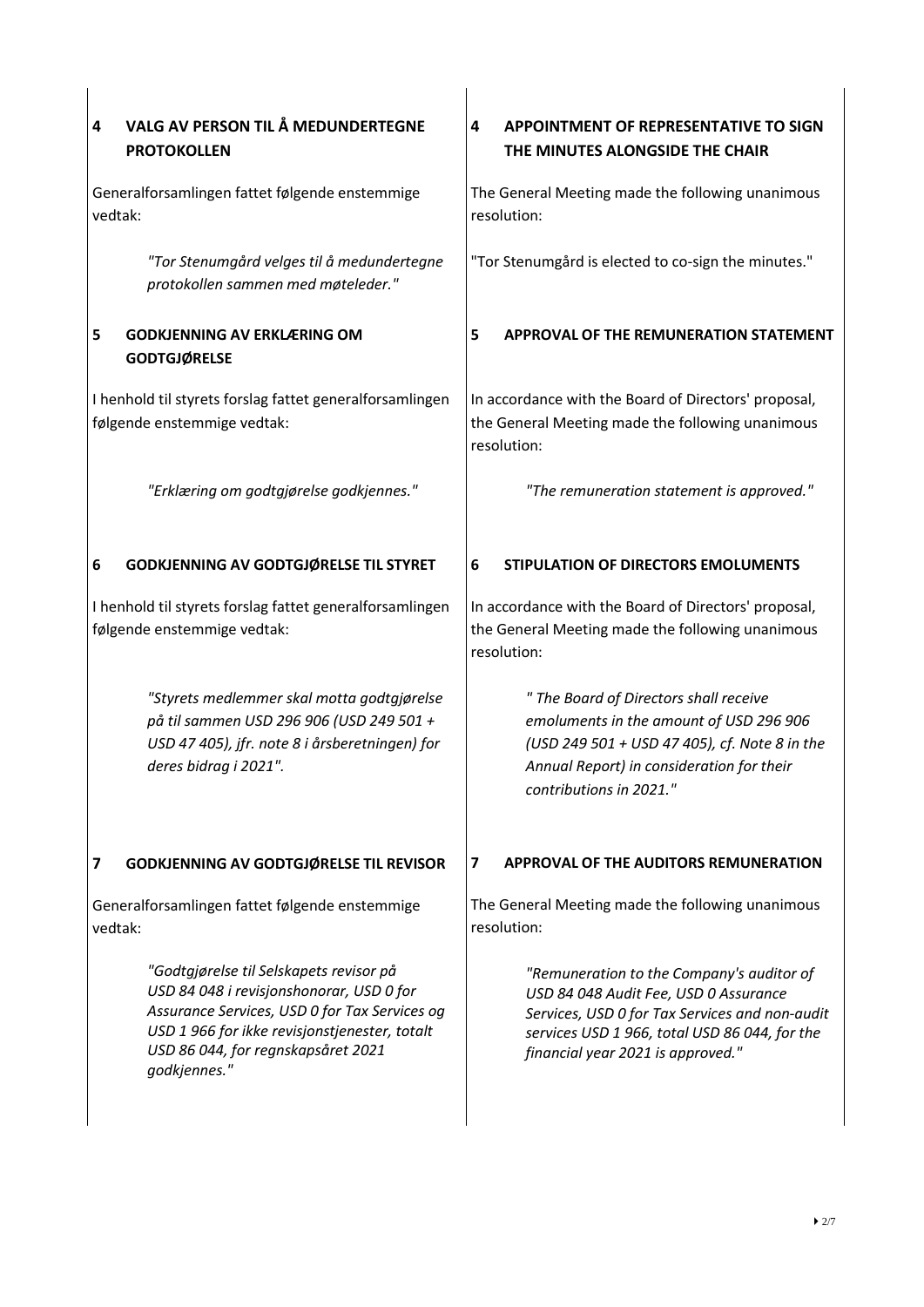## 4 VALG AV PERSON TIL Å MEDUNDERTEGNE PROTOKOLLEN

Generalforsamlingen fattet følgende enstemmige vedtak:

> *"Tor Stenumgård velges til å medundertegne protokollen sammen med møteleder."*

## 4 APPOINTMENT OF REPRESENTATIVE TO SIGN THE MINUTES ALONGSIDE THE CHAIR

The General Meeting made the following unanimous resolution:

> "Tor Stenumgård is elected to co-sign the minutes."

## 5 GODKJENNING AV ERKLÆRING OM GODTGJØRELSE

I henhold til styrets forslag fattet generalforsamlingen følgende enstemmige vedtak:

> *"Erklæring om godtgjørelse godkjennes."*

## 5 APPROVAL OF THE REMUNERATION STATEMENT

In accordance with the Board of Directors' proposal, the General Meeting made the following unanimous resolution:

> *"The remuneration statement is approved."*

## 6 GODKJENNING AV GODTGJØRELSE TIL STYRET

I henhold til styrets forslag fattet generalforsamlingen følgende enstemmige vedtak:

> *"Styrets medlemmer skal motta godtgjørelse på til sammen USD 296 906 (USD 249 501 + USD 47 405), jfr. note 8 i årsberetningen) for deres bidrag i 2021".*

## 6 STIPULATION OF DIRECTORS EMOLUMENTS

In accordance with the Board of Directors' proposal, the General Meeting made the following unanimous resolution:

> *" The Board of Directors shall receive emoluments in the amount of USD 296 906 (USD 249 501 + USD 47 405), cf. Note 8 in the Annual Report) in consideration for their contributions in 2021."*

## 7 GODKJENNING AV GODTGJØRELSE TIL REVISOR

Generalforsamlingen fattet følgende enstemmige vedtak:

> *"Godtgjørelse til Selskapets revisor på USD 84 048 i revisjonshonorar, USD 0 for Assurance Services, USD 0 for Tax Services og USD 1 966 for ikke revisjonstjenester, totalt USD 86 044, for regnskapsåret 2021 godkjennes."*

## 7 APPROVAL OF THE AUDITORS REMUNERATION

The General Meeting made the following unanimous resolution:

> *"Remuneration to the Company's auditor of USD 84 048 Audit Fee, USD 0 Assurance Services, USD 0 for Tax Services and non-audit services USD 1 966, total USD 86 044, for the financial year 2021 is approved."*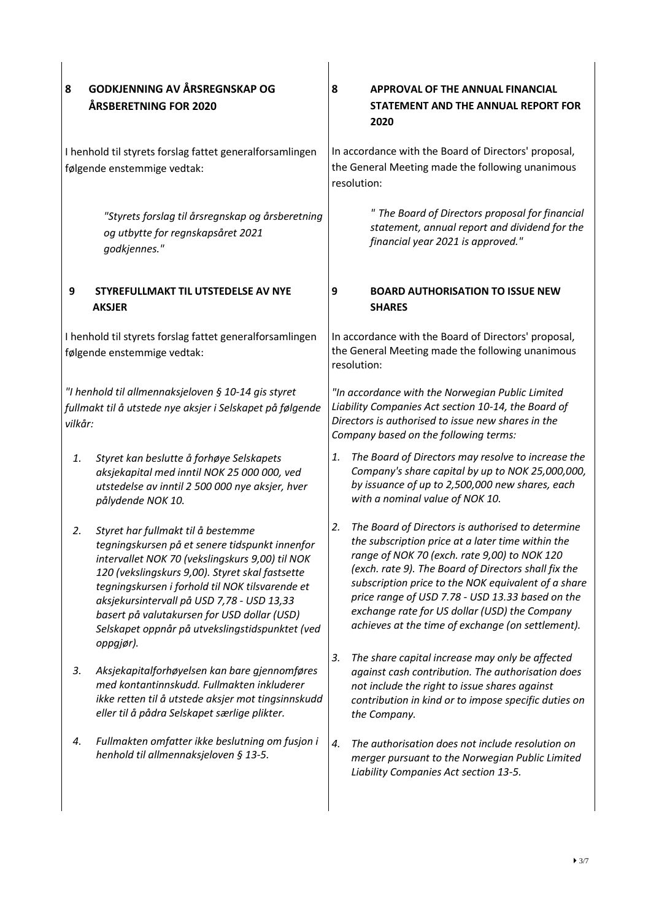## 8 GODKJENNING AV ÅRSREGNSKAP OG ÅRSBERETNING FOR 2020

I henhold til styrets forslag fattet generalforsamlingen følgende enstemmige vedtak:

> *"Styrets forslag til årsregnskap og årsberetning og utbytte for regnskapsåret 2021 godkjennes."*

## 9 STYREFULLMAKT TIL UTSTEDELSE AV NYE AKSJER

I henhold til styrets forslag fattet generalforsamlingen følgende enstemmige vedtak:

*"I henhold til allmennaksjeloven § 10-14 gis styret fullmakt til å utstede nye aksjer i Selskapet på følgende vilkår:*

1. *Styret kan beslutte å forhøye Selskapets aksjekapital med inntil NOK 25 000 000, ved utstedelse av inntil 2 500 000 nye aksjer, hver pålydende NOK 10.*
2. *Styret har fullmakt til å bestemme tegningskursen på et senere tidspunkt innenfor intervallet NOK 70 (vekslingskurs 9,00) til NOK 120 (vekslingskurs 9,00). Styret skal fastsette tegningskursen i forhold til NOK tilsvarende et aksjekursintervall på USD 7,78 - USD 13,33 basert på valutakursen for USD dollar (USD) Selskapet oppnår på utvekslingstidspunktet (ved oppgjør).*
3. *Aksjekapitalforhøyelsen kan bare gjennomføres med kontantinnskudd. Fullmakten inkluderer ikke retten til å utstede aksjer mot tingsinnskudd eller til å pådra Selskapet særlige plikter.*
4. *Fullmakten omfatter ikke beslutning om fusjon i henhold til allmennaksjeloven § 13-5.*

## 8 APPROVAL OF THE ANNUAL FINANCIAL STATEMENT AND THE ANNUAL REPORT FOR 2020

In accordance with the Board of Directors' proposal, the General Meeting made the following unanimous resolution:

> *" The Board of Directors proposal for financial statement, annual report and dividend for the financial year 2021 is approved."*

## 9 BOARD AUTHORISATION TO ISSUE NEW SHARES

In accordance with the Board of Directors' proposal, the General Meeting made the following unanimous resolution:

*"In accordance with the Norwegian Public Limited Liability Companies Act section 10-14, the Board of Directors is authorised to issue new shares in the Company based on the following terms:*

1. *The Board of Directors may resolve to increase the Company's share capital by up to NOK 25,000,000, by issuance of up to 2,500,000 new shares, each with a nominal value of NOK 10.*
2. *The Board of Directors is authorised to determine the subscription price at a later time within the range of NOK 70 (exch. rate 9,00) to NOK 120 (exch. rate 9). The Board of Directors shall fix the subscription price to the NOK equivalent of a share price range of USD 7.78 - USD 13.33 based on the exchange rate for US dollar (USD) the Company achieves at the time of exchange (on settlement).*
3. *The share capital increase may only be affected against cash contribution. The authorisation does not include the right to issue shares against contribution in kind or to impose specific duties on the Company.*
4. *The authorisation does not include resolution on merger pursuant to the Norwegian Public Limited Liability Companies Act section 13-5.*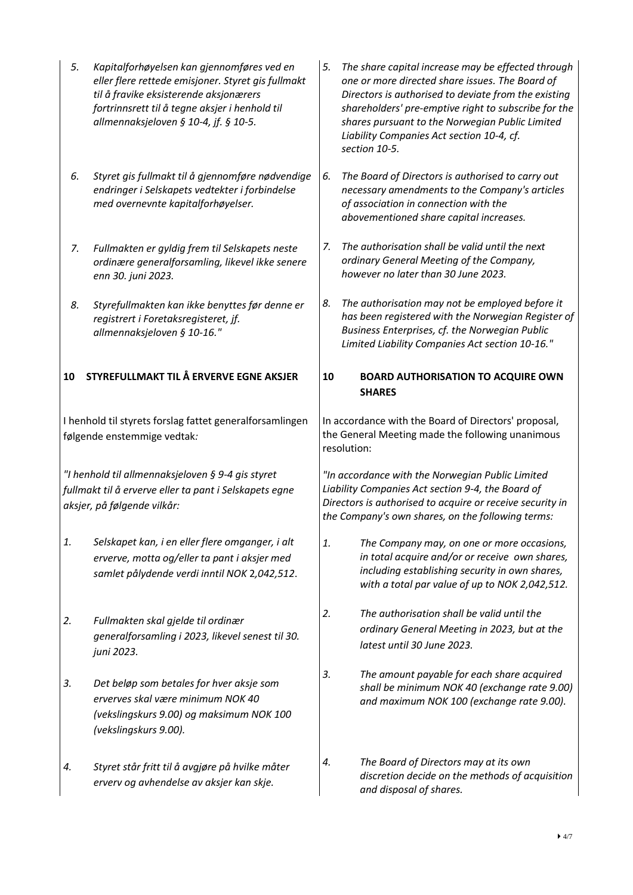5. *Kapitalforhøyelsen kan gjennomføres ved en eller flere rettede emisjoner. Styret gis fullmakt til å fravike eksisterende aksjonærers fortrinnsrett til å tegne aksjer i henhold til allmennaksjeloven § 10-4, jf. § 10-5.*

6. *Styret gis fullmakt til å gjennomføre nødvendige endringer i Selskapets vedtekter i forbindelse med overnevnte kapitalforhøyelser.*

7. *Fullmakten er gyldig frem til Selskapets neste ordinære generalforsamling, likevel ikke senere enn 30. juni 2023.*

8. *Styrefullmakten kan ikke benyttes før denne er registrert i Foretaksregisteret, jf. allmennaksjeloven § 10-16."*

5. *The share capital increase may be effected through one or more directed share issues. The Board of Directors is authorised to deviate from the existing shareholders' pre-emptive right to subscribe for the shares pursuant to the Norwegian Public Limited Liability Companies Act section 10-4, cf. section 10-5.*

6. *The Board of Directors is authorised to carry out necessary amendments to the Company's articles of association in connection with the abovementioned share capital increases.*

7. *The authorisation shall be valid until the next ordinary General Meeting of the Company, however no later than 30 June 2023.*

8. *The authorisation may not be employed before it has been registered with the Norwegian Register of Business Enterprises, cf. the Norwegian Public Limited Liability Companies Act section 10-16."*

## 10 STYREFULLMAKT TIL Å ERVERVE EGNE AKSJER

I henhold til styrets forslag fattet generalforsamlingen følgende enstemmige vedtak*:*

*"I henhold til allmennaksjeloven § 9-4 gis styret fullmakt til å erverve eller ta pant i Selskapets egne aksjer, på følgende vilkår:*

1. *Selskapet kan, i en eller flere omganger, i alt erverve, motta og/eller ta pant i aksjer med samlet pålydende verdi inntil NOK 2,042,512.*

2. *Fullmakten skal gjelde til ordinær generalforsamling i 2023, likevel senest til 30. juni 2023.*

3. *Det beløp som betales for hver aksje som erverves skal være minimum NOK 40 (vekslingskurs 9.00) og maksimum NOK 100 (vekslingskurs 9.00).*

4. *Styret står fritt til å avgjøre på hvilke måter erverv og avhendelse av aksjer kan skje.*

## 10 BOARD AUTHORISATION TO ACQUIRE OWN SHARES

In accordance with the Board of Directors' proposal, the General Meeting made the following unanimous resolution:

*"In accordance with the Norwegian Public Limited Liability Companies Act section 9-4, the Board of Directors is authorised to acquire or receive security in the Company's own shares, on the following terms:*

1. *The Company may, on one or more occasions, in total acquire and/or or receive own shares, including establishing security in own shares, with a total par value of up to NOK 2,042,512.*

2. *The authorisation shall be valid until the ordinary General Meeting in 2023, but at the latest until 30 June 2023.*

3. *The amount payable for each share acquired shall be minimum NOK 40 (exchange rate 9.00) and maximum NOK 100 (exchange rate 9.00).*

4. *The Board of Directors may at its own discretion decide on the methods of acquisition and disposal of shares.*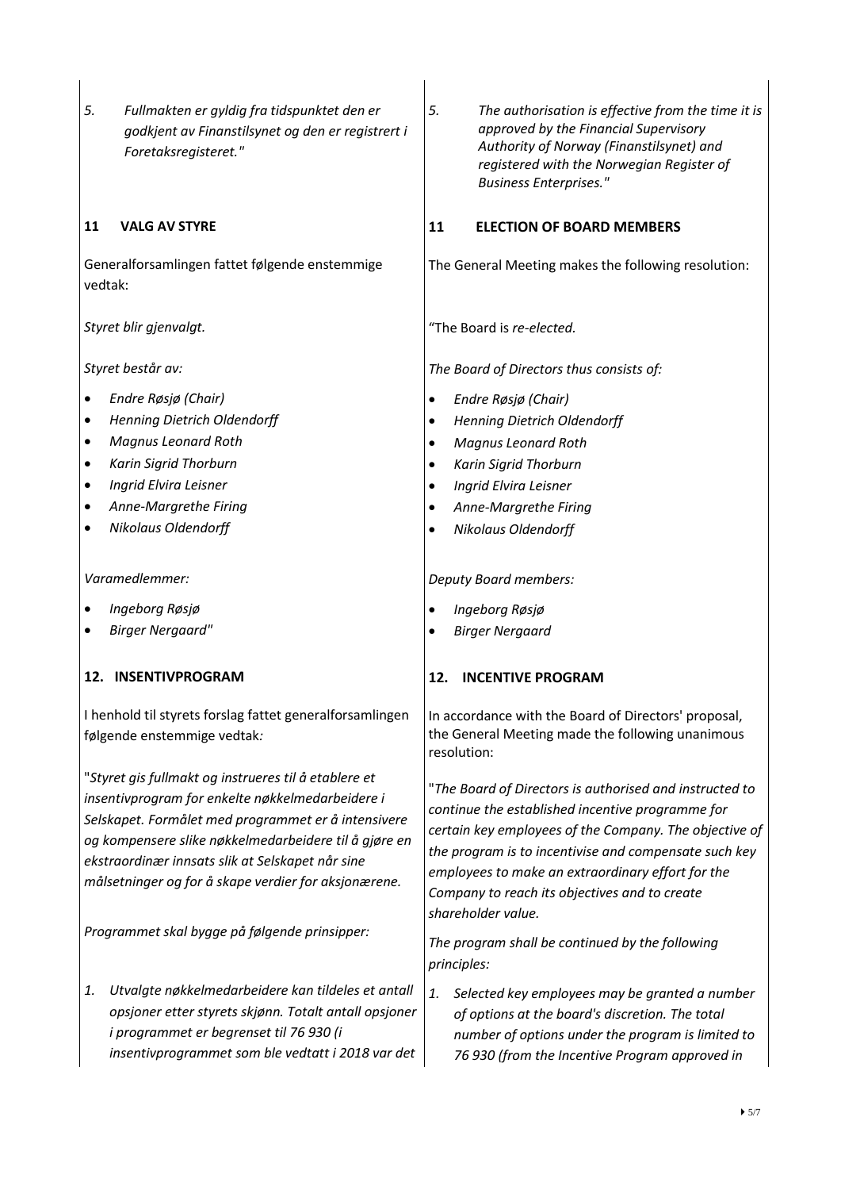*5. Fullmakten er gyldig fra tidspunktet den er godkjent av Finanstilsynet og den er registrert i Foretaksregisteret."*

## 11 VALG AV STYRE

Generalforsamlingen fattet følgende enstemmige vedtak:

*Styret blir gjenvalgt.*

*Styret består av:*

- *Endre Røsjø (Chair)*
- *Henning Dietrich Oldendorff*
- *Magnus Leonard Roth*
- *Karin Sigrid Thorburn*
- *Ingrid Elvira Leisner*
- *Anne-Margrethe Firing*
- *Nikolaus Oldendorff*

*Varamedlemmer:*

- *Ingeborg Røsjø*
- *Birger Nergaard"*

## 12. INSENTIVPROGRAM

I henhold til styrets forslag fattet generalforsamlingen følgende enstemmige vedtak*:*

"*Styret gis fullmakt og instrueres til å etablere et insentivprogram for enkelte nøkkelmedarbeidere i Selskapet. Formålet med programmet er å intensivere og kompensere slike nøkkelmedarbeidere til å gjøre en ekstraordinær innsats slik at Selskapet når sine målsetninger og for å skape verdier for aksjonærene.*

*Programmet skal bygge på følgende prinsipper:*

*1. Utvalgte nøkkelmedarbeidere kan tildeles et antall opsjoner etter styrets skjønn. Totalt antall opsjoner i programmet er begrenset til 76 930 (i insentivprogrammet som ble vedtatt i 2018 var det*

---

*5. The authorisation is effective from the time it is approved by the Financial Supervisory Authority of Norway (Finanstilsynet) and registered with the Norwegian Register of Business Enterprises."*

## 11 ELECTION OF BOARD MEMBERS

The General Meeting makes the following resolution:

"The Board is *re-elected.*

*The Board of Directors thus consists of:*

- *Endre Røsjø (Chair)*
- *Henning Dietrich Oldendorff*
- *Magnus Leonard Roth*
- *Karin Sigrid Thorburn*
- *Ingrid Elvira Leisner*
- *Anne-Margrethe Firing*
- *Nikolaus Oldendorff*

*Deputy Board members:*

- *Ingeborg Røsjø*
- *Birger Nergaard*

## 12. INCENTIVE PROGRAM

In accordance with the Board of Directors' proposal, the General Meeting made the following unanimous resolution:

"*The Board of Directors is authorised and instructed to continue the established incentive programme for certain key employees of the Company. The objective of the program is to incentivise and compensate such key employees to make an extraordinary effort for the Company to reach its objectives and to create shareholder value.*

*The program shall be continued by the following principles:*

*1. Selected key employees may be granted a number of options at the board's discretion. The total number of options under the program is limited to 76 930 (from the Incentive Program approved in*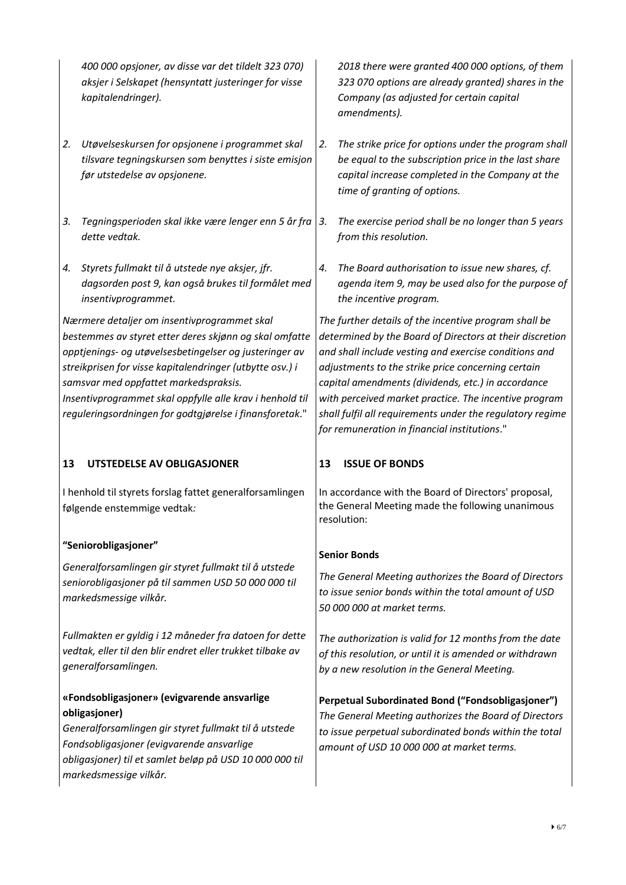*400 000 opsjoner, av disse var det tildelt 323 070) aksjer i Selskapet (hensyntatt justeringer for visse kapitalendringer).*

2. *Utøvelseskursen for opsjonene i programmet skal tilsvare tegningskursen som benyttes i siste emisjon før utstedelse av opsjonene.*

3. *Tegningsperioden skal ikke være lenger enn 5 år fra dette vedtak.*

4. *Styrets fullmakt til å utstede nye aksjer, jfr. dagsorden post 9, kan også brukes til formålet med insentivprogrammet.*

*Nærmere detaljer om insentivprogrammet skal bestemmes av styret etter deres skjønn og skal omfatte opptjenings- og utøvelsesbetingelser og justeringer av streikprisen for visse kapitalendringer (utbytte osv.) i samsvar med oppfattet markedspraksis. Insentivprogrammet skal oppfylle alle krav i henhold til reguleringsordningen for godtgjørelse i finansforetak*."

*2018 there were granted 400 000 options, of them 323 070 options are already granted) shares in the Company (as adjusted for certain capital amendments).*

2. *The strike price for options under the program shall be equal to the subscription price in the last share capital increase completed in the Company at the time of granting of options.*

3. *The exercise period shall be no longer than 5 years from this resolution.*

4. *The Board authorisation to issue new shares, cf. agenda item 9, may be used also for the purpose of the incentive program.*

*The further details of the incentive program shall be determined by the Board of Directors at their discretion and shall include vesting and exercise conditions and adjustments to the strike price concerning certain capital amendments (dividends, etc.) in accordance with perceived market practice. The incentive program shall fulfil all requirements under the regulatory regime for remuneration in financial institutions*."

## 13 UTSTEDELSE AV OBLIGASJONER

I henhold til styrets forslag fattet generalforsamlingen følgende enstemmige vedtak*:*

**"Seniorobligasjoner"**

*Generalforsamlingen gir styret fullmakt til å utstede seniorobligasjoner på til sammen USD 50 000 000 til markedsmessige vilkår.*

*Fullmakten er gyldig i 12 måneder fra datoen for dette vedtak, eller til den blir endret eller trukket tilbake av generalforsamlingen.*

**«Fondsobligasjoner» (evigvarende ansvarlige obligasjoner)**

*Generalforsamlingen gir styret fullmakt til å utstede Fondsobligasjoner (evigvarende ansvarlige obligasjoner) til et samlet beløp på USD 10 000 000 til markedsmessige vilkår.*

## 13 ISSUE OF BONDS

In accordance with the Board of Directors' proposal, the General Meeting made the following unanimous resolution:

**Senior Bonds**

*The General Meeting authorizes the Board of Directors to issue senior bonds within the total amount of USD 50 000 000 at market terms.*

*The authorization is valid for 12 months from the date of this resolution, or until it is amended or withdrawn by a new resolution in the General Meeting.*

**Perpetual Subordinated Bond ("Fondsobligasjoner")**

*The General Meeting authorizes the Board of Directors to issue perpetual subordinated bonds within the total amount of USD 10 000 000 at market terms.*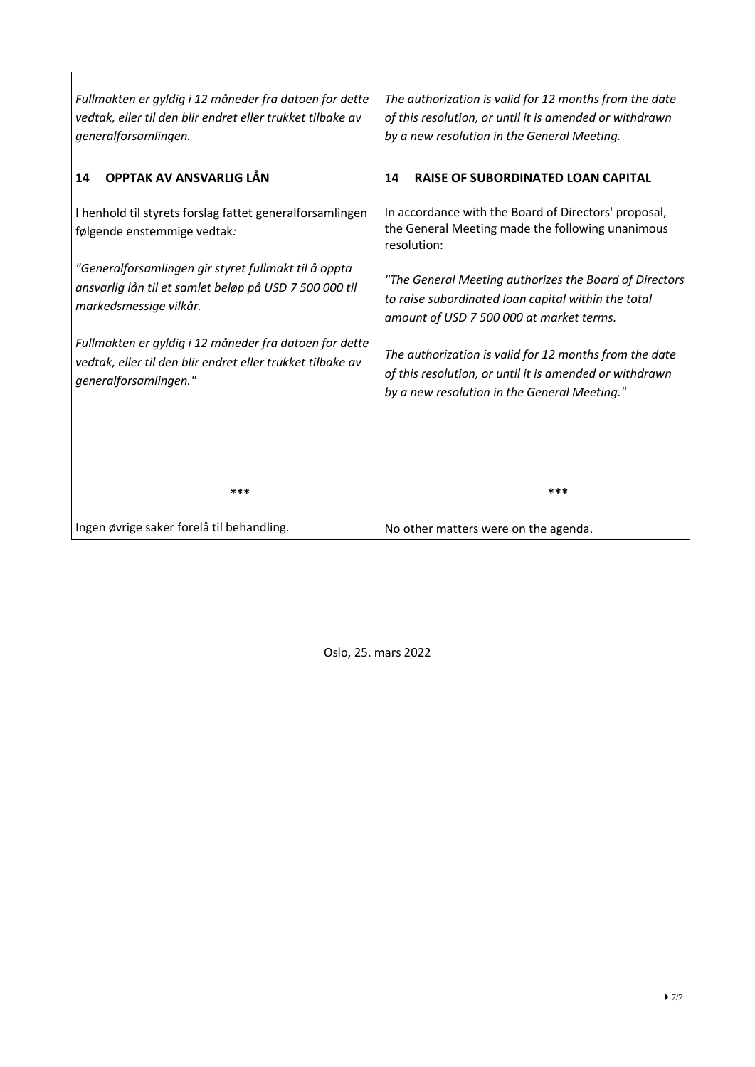| | |
|---|---|
| *Fullmakten er gyldig i 12 måneder fra datoen for dette vedtak, eller til den blir endret eller trukket tilbake av generalforsamlingen.* | *The authorization is valid for 12 months from the date of this resolution, or until it is amended or withdrawn by a new resolution in the General Meeting.* |
| **14 OPPTAK AV ANSVARLIG LÅN** | **14 RAISE OF SUBORDINATED LOAN CAPITAL** |
| I henhold til styrets forslag fattet generalforsamlingen følgende enstemmige vedtak*:* | In accordance with the Board of Directors' proposal, the General Meeting made the following unanimous resolution: |
| *"Generalforsamlingen gir styret fullmakt til å oppta ansvarlig lån til et samlet beløp på USD 7 500 000 til markedsmessige vilkår.* | *"The General Meeting authorizes the Board of Directors to raise subordinated loan capital within the total amount of USD 7 500 000 at market terms.* |
| *Fullmakten er gyldig i 12 måneder fra datoen for dette vedtak, eller til den blir endret eller trukket tilbake av generalforsamlingen."* | *The authorization is valid for 12 months from the date of this resolution, or until it is amended or withdrawn by a new resolution in the General Meeting."* |
| *** | *** |
| Ingen øvrige saker forelå til behandling. | No other matters were on the agenda. |

Oslo, 25. mars 2022